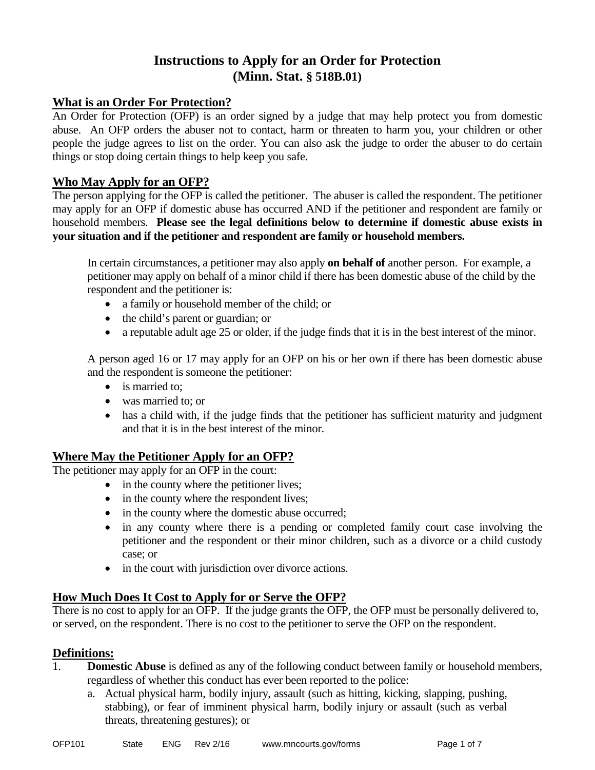# Instructions to Apply for an Order for Protection
# (Minn. Stat. § 518B.01)

## What is an Order For Protection?

An Order for Protection (OFP) is an order signed by a judge that may help protect you from domestic abuse. An OFP orders the abuser not to contact, harm or threaten to harm you, your children or other people the judge agrees to list on the order. You can also ask the judge to order the abuser to do certain things or stop doing certain things to help keep you safe.

## Who May Apply for an OFP?

The person applying for the OFP is called the petitioner. The abuser is called the respondent. The petitioner may apply for an OFP if domestic abuse has occurred AND if the petitioner and respondent are family or household members. **Please see the legal definitions below to determine if domestic abuse exists in your situation and if the petitioner and respondent are family or household members.**

In certain circumstances, a petitioner may also apply **on behalf of** another person. For example, a petitioner may apply on behalf of a minor child if there has been domestic abuse of the child by the respondent and the petitioner is:

- a family or household member of the child; or
- the child's parent or guardian; or
- a reputable adult age 25 or older, if the judge finds that it is in the best interest of the minor.

A person aged 16 or 17 may apply for an OFP on his or her own if there has been domestic abuse and the respondent is someone the petitioner:

- is married to;
- was married to; or
- has a child with, if the judge finds that the petitioner has sufficient maturity and judgment and that it is in the best interest of the minor.

## Where May the Petitioner Apply for an OFP?

The petitioner may apply for an OFP in the court:

- in the county where the petitioner lives;
- in the county where the respondent lives;
- in the county where the domestic abuse occurred;
- in any county where there is a pending or completed family court case involving the petitioner and the respondent or their minor children, such as a divorce or a child custody case; or
- in the court with jurisdiction over divorce actions.

## How Much Does It Cost to Apply for or Serve the OFP?

There is no cost to apply for an OFP. If the judge grants the OFP, the OFP must be personally delivered to, or served, on the respondent. There is no cost to the petitioner to serve the OFP on the respondent.

## Definitions:

1. **Domestic Abuse** is defined as any of the following conduct between family or household members, regardless of whether this conduct has ever been reported to the police:
   a. Actual physical harm, bodily injury, assault (such as hitting, kicking, slapping, pushing, stabbing), or fear of imminent physical harm, bodily injury or assault (such as verbal threats, threatening gestures); or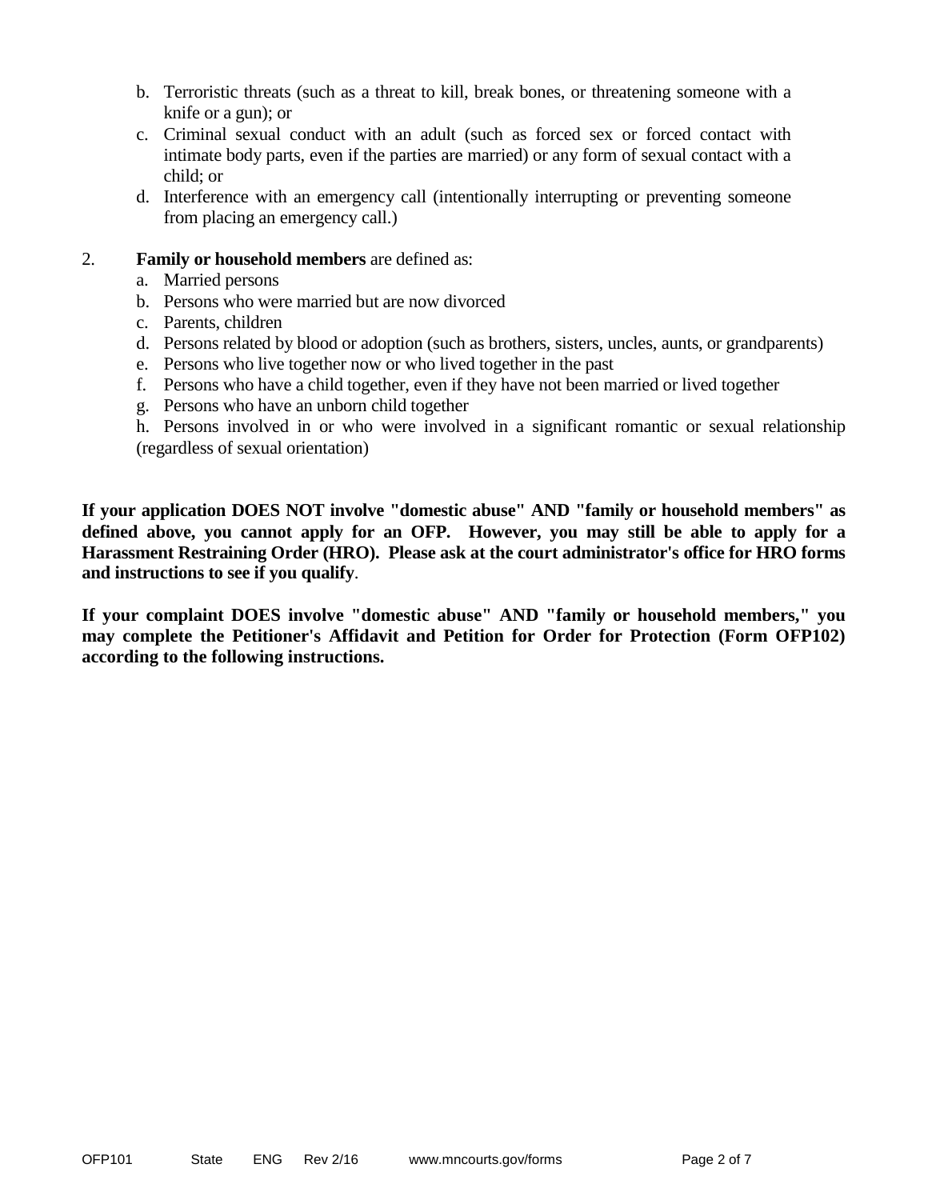b. Terroristic threats (such as a threat to kill, break bones, or threatening someone with a knife or a gun); or
c. Criminal sexual conduct with an adult (such as forced sex or forced contact with intimate body parts, even if the parties are married) or any form of sexual contact with a child; or
d. Interference with an emergency call (intentionally interrupting or preventing someone from placing an emergency call.)

2. **Family or household members** are defined as:
   a. Married persons
   b. Persons who were married but are now divorced
   c. Parents, children
   d. Persons related by blood or adoption (such as brothers, sisters, uncles, aunts, or grandparents)
   e. Persons who live together now or who lived together in the past
   f. Persons who have a child together, even if they have not been married or lived together
   g. Persons who have an unborn child together
   h. Persons involved in or who were involved in a significant romantic or sexual relationship (regardless of sexual orientation)

**If your application DOES NOT involve "domestic abuse" AND "family or household members" as defined above, you cannot apply for an OFP. However, you may still be able to apply for a Harassment Restraining Order (HRO). Please ask at the court administrator's office for HRO forms and instructions to see if you qualify**.

**If your complaint DOES involve "domestic abuse" AND "family or household members," you may complete the Petitioner's Affidavit and Petition for Order for Protection (Form OFP102) according to the following instructions.**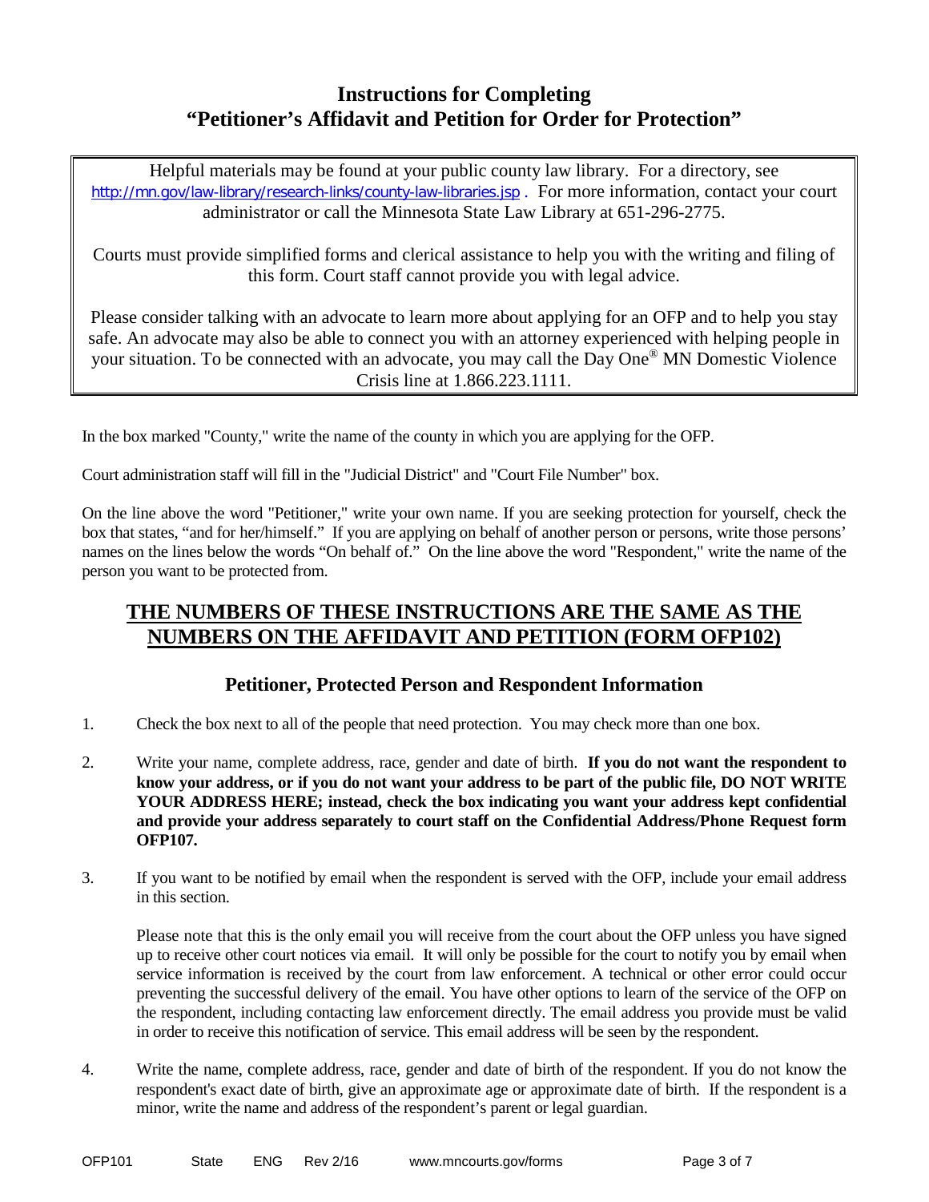# Instructions for Completing "Petitioner's Affidavit and Petition for Order for Protection"

> Helpful materials may be found at your public county law library. For a directory, see http://mn.gov/law-library/research-links/county-law-libraries.jsp . For more information, contact your court administrator or call the Minnesota State Law Library at 651-296-2775.
>
> Courts must provide simplified forms and clerical assistance to help you with the writing and filing of this form. Court staff cannot provide you with legal advice.
>
> Please consider talking with an advocate to learn more about applying for an OFP and to help you stay safe. An advocate may also be able to connect you with an attorney experienced with helping people in your situation. To be connected with an advocate, you may call the Day One® MN Domestic Violence Crisis line at 1.866.223.1111.

In the box marked "County," write the name of the county in which you are applying for the OFP.

Court administration staff will fill in the "Judicial District" and "Court File Number" box.

On the line above the word "Petitioner," write your own name. If you are seeking protection for yourself, check the box that states, "and for her/himself." If you are applying on behalf of another person or persons, write those persons' names on the lines below the words "On behalf of." On the line above the word "Respondent," write the name of the person you want to be protected from.

## THE NUMBERS OF THESE INSTRUCTIONS ARE THE SAME AS THE NUMBERS ON THE AFFIDAVIT AND PETITION (FORM OFP102)

### Petitioner, Protected Person and Respondent Information

1. Check the box next to all of the people that need protection. You may check more than one box.

2. Write your name, complete address, race, gender and date of birth. **If you do not want the respondent to know your address, or if you do not want your address to be part of the public file, DO NOT WRITE YOUR ADDRESS HERE; instead, check the box indicating you want your address kept confidential and provide your address separately to court staff on the Confidential Address/Phone Request form OFP107.**

3. If you want to be notified by email when the respondent is served with the OFP, include your email address in this section.

   Please note that this is the only email you will receive from the court about the OFP unless you have signed up to receive other court notices via email. It will only be possible for the court to notify you by email when service information is received by the court from law enforcement. A technical or other error could occur preventing the successful delivery of the email. You have other options to learn of the service of the OFP on the respondent, including contacting law enforcement directly. The email address you provide must be valid in order to receive this notification of service. This email address will be seen by the respondent.

4. Write the name, complete address, race, gender and date of birth of the respondent. If you do not know the respondent's exact date of birth, give an approximate age or approximate date of birth. If the respondent is a minor, write the name and address of the respondent's parent or legal guardian.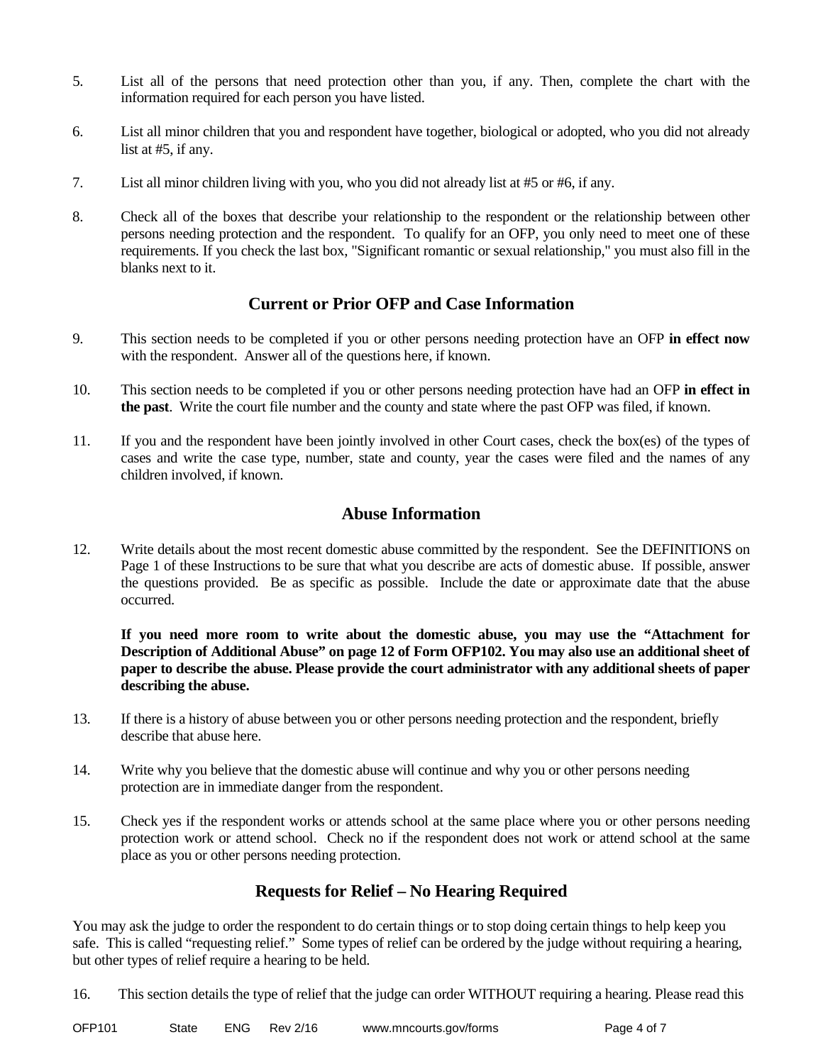5. List all of the persons that need protection other than you, if any. Then, complete the chart with the information required for each person you have listed.

6. List all minor children that you and respondent have together, biological or adopted, who you did not already list at #5, if any.

7. List all minor children living with you, who you did not already list at #5 or #6, if any.

8. Check all of the boxes that describe your relationship to the respondent or the relationship between other persons needing protection and the respondent. To qualify for an OFP, you only need to meet one of these requirements. If you check the last box, "Significant romantic or sexual relationship," you must also fill in the blanks next to it.

## Current or Prior OFP and Case Information

9. This section needs to be completed if you or other persons needing protection have an OFP **in effect now** with the respondent. Answer all of the questions here, if known.

10. This section needs to be completed if you or other persons needing protection have had an OFP **in effect in the past**. Write the court file number and the county and state where the past OFP was filed, if known.

11. If you and the respondent have been jointly involved in other Court cases, check the box(es) of the types of cases and write the case type, number, state and county, year the cases were filed and the names of any children involved, if known.

## Abuse Information

12. Write details about the most recent domestic abuse committed by the respondent. See the DEFINITIONS on Page 1 of these Instructions to be sure that what you describe are acts of domestic abuse. If possible, answer the questions provided. Be as specific as possible. Include the date or approximate date that the abuse occurred.

    **If you need more room to write about the domestic abuse, you may use the "Attachment for Description of Additional Abuse" on page 12 of Form OFP102. You may also use an additional sheet of paper to describe the abuse. Please provide the court administrator with any additional sheets of paper describing the abuse.**

13. If there is a history of abuse between you or other persons needing protection and the respondent, briefly describe that abuse here.

14. Write why you believe that the domestic abuse will continue and why you or other persons needing protection are in immediate danger from the respondent.

15. Check yes if the respondent works or attends school at the same place where you or other persons needing protection work or attend school. Check no if the respondent does not work or attend school at the same place as you or other persons needing protection.

## Requests for Relief – No Hearing Required

You may ask the judge to order the respondent to do certain things or to stop doing certain things to help keep you safe. This is called "requesting relief." Some types of relief can be ordered by the judge without requiring a hearing, but other types of relief require a hearing to be held.

16. This section details the type of relief that the judge can order WITHOUT requiring a hearing. Please read this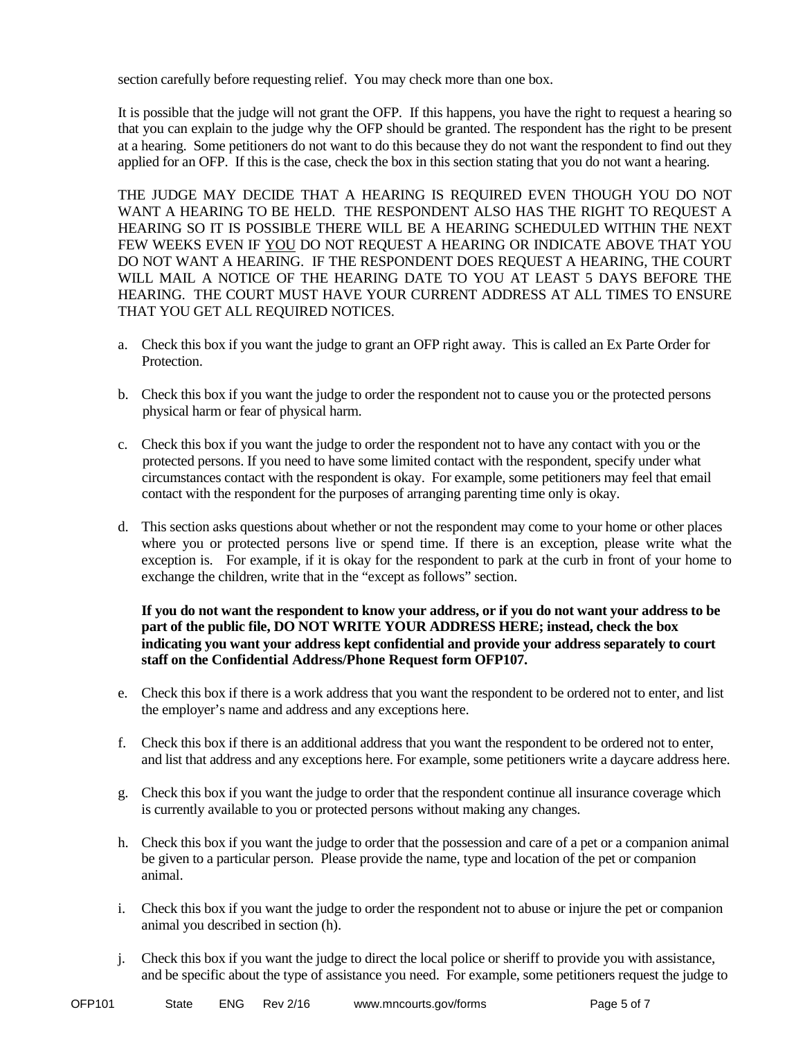section carefully before requesting relief. You may check more than one box.

It is possible that the judge will not grant the OFP. If this happens, you have the right to request a hearing so that you can explain to the judge why the OFP should be granted. The respondent has the right to be present at a hearing. Some petitioners do not want to do this because they do not want the respondent to find out they applied for an OFP. If this is the case, check the box in this section stating that you do not want a hearing.

THE JUDGE MAY DECIDE THAT A HEARING IS REQUIRED EVEN THOUGH YOU DO NOT WANT A HEARING TO BE HELD. THE RESPONDENT ALSO HAS THE RIGHT TO REQUEST A HEARING SO IT IS POSSIBLE THERE WILL BE A HEARING SCHEDULED WITHIN THE NEXT FEW WEEKS EVEN IF <u>YOU</u> DO NOT REQUEST A HEARING OR INDICATE ABOVE THAT YOU DO NOT WANT A HEARING. IF THE RESPONDENT DOES REQUEST A HEARING, THE COURT WILL MAIL A NOTICE OF THE HEARING DATE TO YOU AT LEAST 5 DAYS BEFORE THE HEARING. THE COURT MUST HAVE YOUR CURRENT ADDRESS AT ALL TIMES TO ENSURE THAT YOU GET ALL REQUIRED NOTICES.

a. Check this box if you want the judge to grant an OFP right away. This is called an Ex Parte Order for Protection.

b. Check this box if you want the judge to order the respondent not to cause you or the protected persons physical harm or fear of physical harm.

c. Check this box if you want the judge to order the respondent not to have any contact with you or the protected persons. If you need to have some limited contact with the respondent, specify under what circumstances contact with the respondent is okay. For example, some petitioners may feel that email contact with the respondent for the purposes of arranging parenting time only is okay.

d. This section asks questions about whether or not the respondent may come to your home or other places where you or protected persons live or spend time. If there is an exception, please write what the exception is. For example, if it is okay for the respondent to park at the curb in front of your home to exchange the children, write that in the "except as follows" section.

   **If you do not want the respondent to know your address, or if you do not want your address to be part of the public file, DO NOT WRITE YOUR ADDRESS HERE; instead, check the box indicating you want your address kept confidential and provide your address separately to court staff on the Confidential Address/Phone Request form OFP107.**

e. Check this box if there is a work address that you want the respondent to be ordered not to enter, and list the employer's name and address and any exceptions here.

f. Check this box if there is an additional address that you want the respondent to be ordered not to enter, and list that address and any exceptions here. For example, some petitioners write a daycare address here.

g. Check this box if you want the judge to order that the respondent continue all insurance coverage which is currently available to you or protected persons without making any changes.

h. Check this box if you want the judge to order that the possession and care of a pet or a companion animal be given to a particular person. Please provide the name, type and location of the pet or companion animal.

i. Check this box if you want the judge to order the respondent not to abuse or injure the pet or companion animal you described in section (h).

j. Check this box if you want the judge to direct the local police or sheriff to provide you with assistance, and be specific about the type of assistance you need. For example, some petitioners request the judge to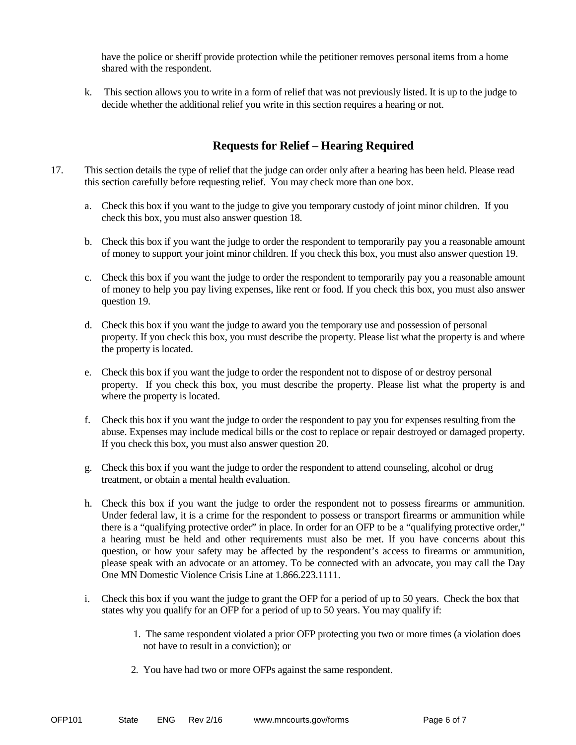have the police or sheriff provide protection while the petitioner removes personal items from a home shared with the respondent.

k. This section allows you to write in a form of relief that was not previously listed. It is up to the judge to decide whether the additional relief you write in this section requires a hearing or not.

## Requests for Relief – Hearing Required

17. This section details the type of relief that the judge can order only after a hearing has been held. Please read this section carefully before requesting relief. You may check more than one box.

    a. Check this box if you want to the judge to give you temporary custody of joint minor children. If you check this box, you must also answer question 18.

    b. Check this box if you want the judge to order the respondent to temporarily pay you a reasonable amount of money to support your joint minor children. If you check this box, you must also answer question 19.

    c. Check this box if you want the judge to order the respondent to temporarily pay you a reasonable amount of money to help you pay living expenses, like rent or food. If you check this box, you must also answer question 19.

    d. Check this box if you want the judge to award you the temporary use and possession of personal property. If you check this box, you must describe the property. Please list what the property is and where the property is located.

    e. Check this box if you want the judge to order the respondent not to dispose of or destroy personal property. If you check this box, you must describe the property. Please list what the property is and where the property is located.

    f. Check this box if you want the judge to order the respondent to pay you for expenses resulting from the abuse. Expenses may include medical bills or the cost to replace or repair destroyed or damaged property. If you check this box, you must also answer question 20.

    g. Check this box if you want the judge to order the respondent to attend counseling, alcohol or drug treatment, or obtain a mental health evaluation.

    h. Check this box if you want the judge to order the respondent not to possess firearms or ammunition. Under federal law, it is a crime for the respondent to possess or transport firearms or ammunition while there is a "qualifying protective order" in place. In order for an OFP to be a "qualifying protective order," a hearing must be held and other requirements must also be met. If you have concerns about this question, or how your safety may be affected by the respondent's access to firearms or ammunition, please speak with an advocate or an attorney. To be connected with an advocate, you may call the Day One MN Domestic Violence Crisis Line at 1.866.223.1111.

    i. Check this box if you want the judge to grant the OFP for a period of up to 50 years. Check the box that states why you qualify for an OFP for a period of up to 50 years. You may qualify if:

        1. The same respondent violated a prior OFP protecting you two or more times (a violation does not have to result in a conviction); or

        2. You have had two or more OFPs against the same respondent.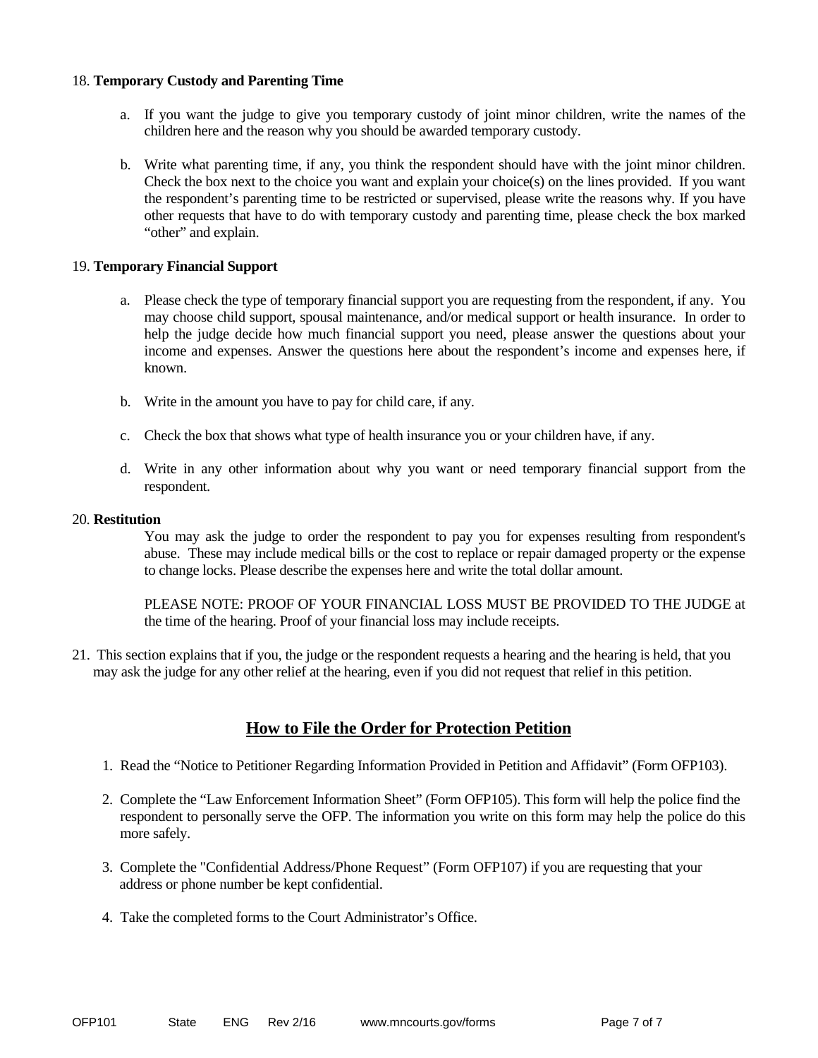18. **Temporary Custody and Parenting Time**

    a. If you want the judge to give you temporary custody of joint minor children, write the names of the children here and the reason why you should be awarded temporary custody.

    b. Write what parenting time, if any, you think the respondent should have with the joint minor children. Check the box next to the choice you want and explain your choice(s) on the lines provided. If you want the respondent's parenting time to be restricted or supervised, please write the reasons why. If you have other requests that have to do with temporary custody and parenting time, please check the box marked "other" and explain.

19. **Temporary Financial Support**

    a. Please check the type of temporary financial support you are requesting from the respondent, if any. You may choose child support, spousal maintenance, and/or medical support or health insurance. In order to help the judge decide how much financial support you need, please answer the questions about your income and expenses. Answer the questions here about the respondent's income and expenses here, if known.

    b. Write in the amount you have to pay for child care, if any.

    c. Check the box that shows what type of health insurance you or your children have, if any.

    d. Write in any other information about why you want or need temporary financial support from the respondent.

20. **Restitution**

    You may ask the judge to order the respondent to pay you for expenses resulting from respondent's abuse. These may include medical bills or the cost to replace or repair damaged property or the expense to change locks. Please describe the expenses here and write the total dollar amount.

    PLEASE NOTE: PROOF OF YOUR FINANCIAL LOSS MUST BE PROVIDED TO THE JUDGE at the time of the hearing. Proof of your financial loss may include receipts.

21. This section explains that if you, the judge or the respondent requests a hearing and the hearing is held, that you may ask the judge for any other relief at the hearing, even if you did not request that relief in this petition.

## How to File the Order for Protection Petition

1. Read the "Notice to Petitioner Regarding Information Provided in Petition and Affidavit" (Form OFP103).

2. Complete the "Law Enforcement Information Sheet" (Form OFP105). This form will help the police find the respondent to personally serve the OFP. The information you write on this form may help the police do this more safely.

3. Complete the "Confidential Address/Phone Request" (Form OFP107) if you are requesting that your address or phone number be kept confidential.

4. Take the completed forms to the Court Administrator's Office.